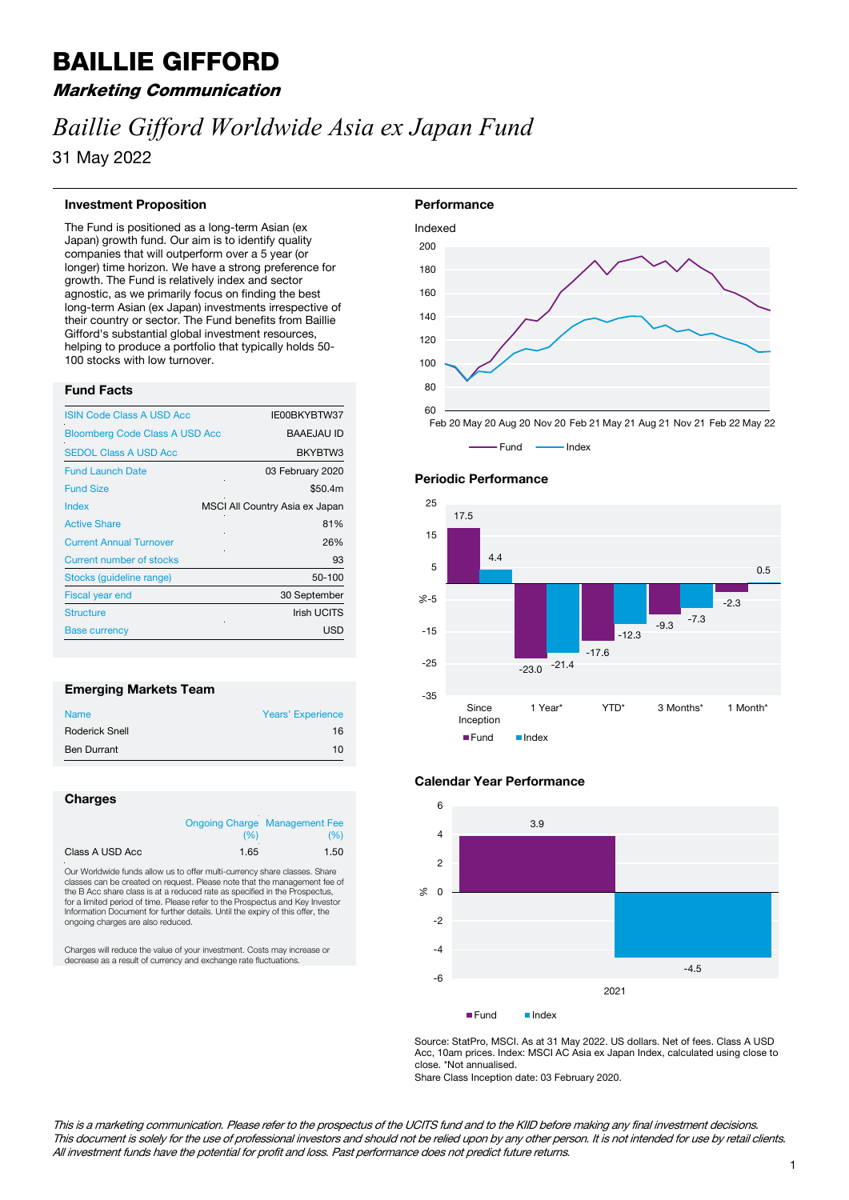# BAILLIE GIFFORD

***Marketing Communication***

## *Baillie Gifford Worldwide Asia ex Japan Fund*

31 May 2022

### Investment Proposition

The Fund is positioned as a long-term Asian (ex Japan) growth fund. Our aim is to identify quality companies that will outperform over a 5 year (or longer) time horizon. We have a strong preference for growth. The Fund is relatively index and sector agnostic, as we primarily focus on finding the best long-term Asian (ex Japan) investments irrespective of their country or sector. The Fund benefits from Baillie Gifford's substantial global investment resources, helping to produce a portfolio that typically holds 50-100 stocks with low turnover.

### Fund Facts

| | |
|---|---|
| ISIN Code Class A USD Acc | IE00BKYBTW37 |
| Bloomberg Code Class A USD Acc | BAAEJAU ID |
| SEDOL Class A USD Acc | BKYBTW3 |
| Fund Launch Date | 03 February 2020 |
| Fund Size | $50.4m |
| Index | MSCI All Country Asia ex Japan |
| Active Share | 81% |
| Current Annual Turnover | 26% |
| Current number of stocks | 93 |
| Stocks (guideline range) | 50-100 |
| Fiscal year end | 30 September |
| Structure | Irish UCITS |
| Base currency | USD |

### Emerging Markets Team

| Name | Years' Experience |
|---|---|
| Roderick Snell | 16 |
| Ben Durrant | 10 |

### Charges

| | Ongoing Charge (%) | Management Fee (%) |
|---|---|---|
| Class A USD Acc | 1.65 | 1.50 |

Our Worldwide funds allow us to offer multi-currency share classes. Share classes can be created on request. Please note that the management fee of the B Acc share class is at a reduced rate as specified in the Prospectus, for a limited period of time. Please refer to the Prospectus and Key Investor Information Document for further details. Until the expiry of this offer, the ongoing charges are also reduced.

Charges will reduce the value of your investment. Costs may increase or decrease as a result of currency and exchange rate fluctuations.

### Performance

Indexed

(Line chart: Fund and Index, Feb 20 – May 22, indexed from 100)

### Periodic Performance

| | Since Inception | 1 Year* | YTD* | 3 Months* | 1 Month* |
|---|---|---|---|---|---|
| Fund (%) | 17.5 | -23.0 | -17.6 | -9.3 | -2.3 |
| Index (%) | 4.4 | -21.4 | -12.3 | -7.3 | 0.5 |

### Calendar Year Performance

| | 2021 |
|---|---|
| Fund (%) | 3.9 |
| Index (%) | -4.5 |

Source: StatPro, MSCI. As at 31 May 2022. US dollars. Net of fees. Class A USD Acc, 10am prices. Index: MSCI AC Asia ex Japan Index, calculated using close to close. *Not annualised.
Share Class Inception date: 03 February 2020.

*This is a marketing communication. Please refer to the prospectus of the UCITS fund and to the KIID before making any final investment decisions. This document is solely for the use of professional investors and should not be relied upon by any other person. It is not intended for use by retail clients. All investment funds have the potential for profit and loss. Past performance does not predict future returns.*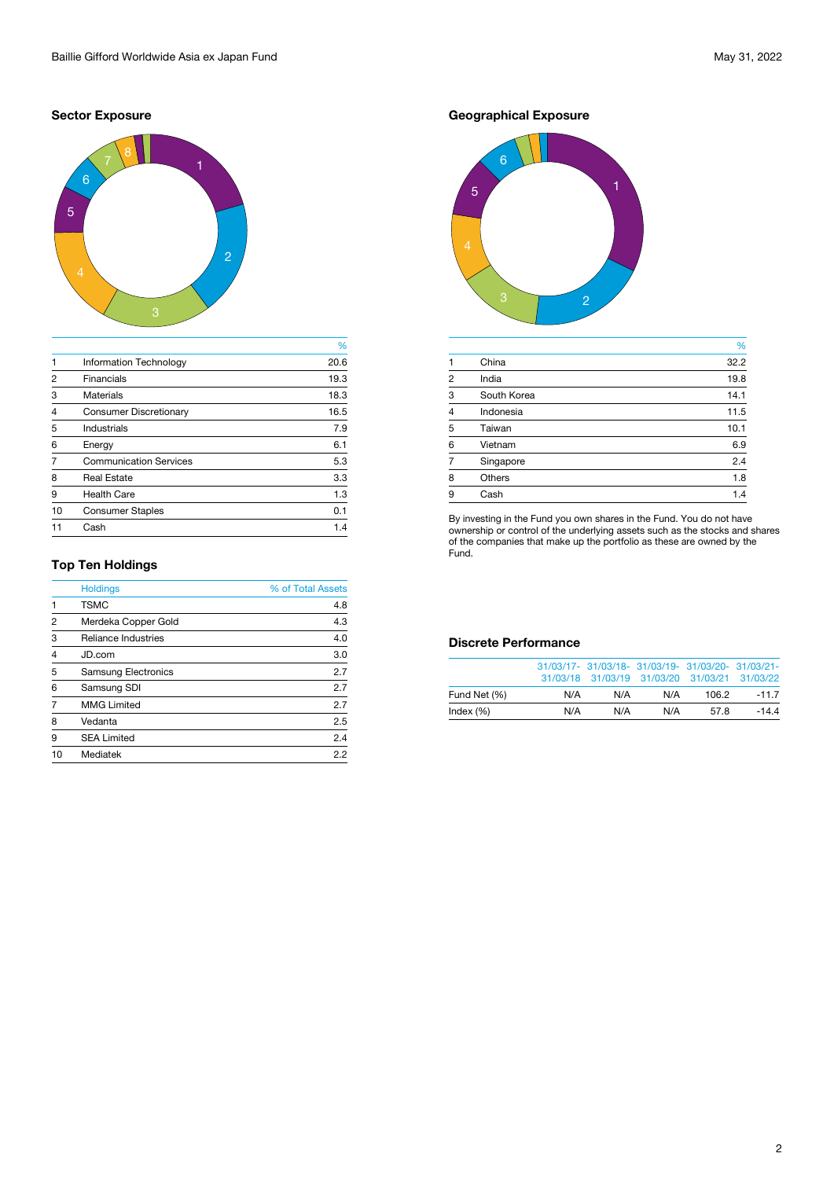## Sector Exposure

| | | % |
|---|---|---|
| 1 | Information Technology | 20.6 |
| 2 | Financials | 19.3 |
| 3 | Materials | 18.3 |
| 4 | Consumer Discretionary | 16.5 |
| 5 | Industrials | 7.9 |
| 6 | Energy | 6.1 |
| 7 | Communication Services | 5.3 |
| 8 | Real Estate | 3.3 |
| 9 | Health Care | 1.3 |
| 10 | Consumer Staples | 0.1 |
| 11 | Cash | 1.4 |

## Top Ten Holdings

| | Holdings | % of Total Assets |
|---|---|---|
| 1 | TSMC | 4.8 |
| 2 | Merdeka Copper Gold | 4.3 |
| 3 | Reliance Industries | 4.0 |
| 4 | JD.com | 3.0 |
| 5 | Samsung Electronics | 2.7 |
| 6 | Samsung SDI | 2.7 |
| 7 | MMG Limited | 2.7 |
| 8 | Vedanta | 2.5 |
| 9 | SEA Limited | 2.4 |
| 10 | Mediatek | 2.2 |

## Geographical Exposure

| | | % |
|---|---|---|
| 1 | China | 32.2 |
| 2 | India | 19.8 |
| 3 | South Korea | 14.1 |
| 4 | Indonesia | 11.5 |
| 5 | Taiwan | 10.1 |
| 6 | Vietnam | 6.9 |
| 7 | Singapore | 2.4 |
| 8 | Others | 1.8 |
| 9 | Cash | 1.4 |

By investing in the Fund you own shares in the Fund. You do not have ownership or control of the underlying assets such as the stocks and shares of the companies that make up the portfolio as these are owned by the Fund.

## Discrete Performance

| | 31/03/17-31/03/18 | 31/03/18-31/03/19 | 31/03/19-31/03/20 | 31/03/20-31/03/21 | 31/03/21-31/03/22 |
|---|---|---|---|---|---|
| Fund Net (%) | N/A | N/A | N/A | 106.2 | -11.7 |
| Index (%) | N/A | N/A | N/A | 57.8 | -14.4 |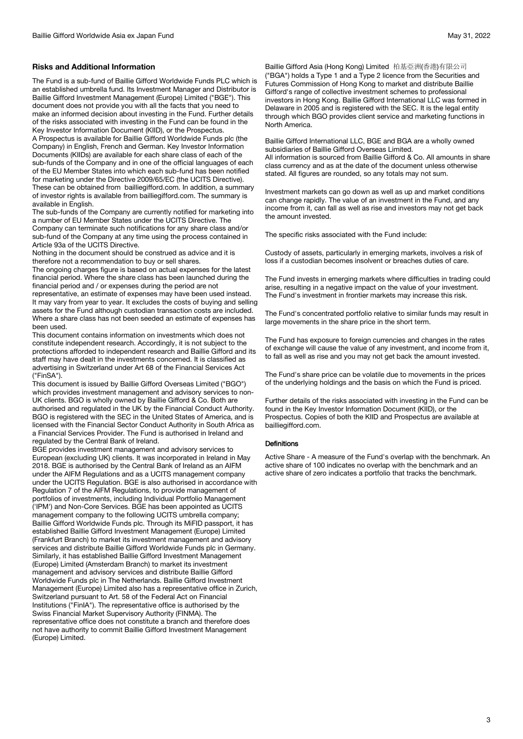## Risks and Additional Information

The Fund is a sub-fund of Baillie Gifford Worldwide Funds PLC which is an established umbrella fund. Its Investment Manager and Distributor is Baillie Gifford Investment Management (Europe) Limited ("BGE"). This document does not provide you with all the facts that you need to make an informed decision about investing in the Fund. Further details of the risks associated with investing in the Fund can be found in the Key Investor Information Document (KIID), or the Prospectus.

A Prospectus is available for Baillie Gifford Worldwide Funds plc (the Company) in English, French and German. Key Investor Information Documents (KIIDs) are available for each share class of each of the sub-funds of the Company and in one of the official languages of each of the EU Member States into which each sub-fund has been notified for marketing under the Directive 2009/65/EC (the UCITS Directive). These can be obtained from bailliegifford.com. In addition, a summary of investor rights is available from bailliegifford.com. The summary is available in English.

The sub-funds of the Company are currently notified for marketing into a number of EU Member States under the UCITS Directive. The Company can terminate such notifications for any share class and/or sub-fund of the Company at any time using the process contained in Article 93a of the UCITS Directive.

Nothing in the document should be construed as advice and it is therefore not a recommendation to buy or sell shares.

The ongoing charges figure is based on actual expenses for the latest financial period. Where the share class has been launched during the financial period and / or expenses during the period are not representative, an estimate of expenses may have been used instead. It may vary from year to year. It excludes the costs of buying and selling assets for the Fund although custodian transaction costs are included. Where a share class has not been seeded an estimate of expenses has been used.

This document contains information on investments which does not constitute independent research. Accordingly, it is not subject to the protections afforded to independent research and Baillie Gifford and its staff may have dealt in the investments concerned. It is classified as advertising in Switzerland under Art 68 of the Financial Services Act ("FinSA").

This document is issued by Baillie Gifford Overseas Limited ("BGO") which provides investment management and advisory services to non-UK clients. BGO is wholly owned by Baillie Gifford & Co. Both are authorised and regulated in the UK by the Financial Conduct Authority. BGO is registered with the SEC in the United States of America, and is licensed with the Financial Sector Conduct Authority in South Africa as a Financial Services Provider. The Fund is authorised in Ireland and regulated by the Central Bank of Ireland.

BGE provides investment management and advisory services to European (excluding UK) clients. It was incorporated in Ireland in May 2018. BGE is authorised by the Central Bank of Ireland as an AIFM under the AIFM Regulations and as a UCITS management company under the UCITS Regulation. BGE is also authorised in accordance with Regulation 7 of the AIFM Regulations, to provide management of portfolios of investments, including Individual Portfolio Management ('IPM') and Non-Core Services. BGE has been appointed as UCITS management company to the following UCITS umbrella company; Baillie Gifford Worldwide Funds plc. Through its MiFID passport, it has established Baillie Gifford Investment Management (Europe) Limited (Frankfurt Branch) to market its investment management and advisory services and distribute Baillie Gifford Worldwide Funds plc in Germany. Similarly, it has established Baillie Gifford Investment Management (Europe) Limited (Amsterdam Branch) to market its investment management and advisory services and distribute Baillie Gifford Worldwide Funds plc in The Netherlands. Baillie Gifford Investment Management (Europe) Limited also has a representative office in Zurich, Switzerland pursuant to Art. 58 of the Federal Act on Financial Institutions ("FinIA"). The representative office is authorised by the Swiss Financial Market Supervisory Authority (FINMA). The representative office does not constitute a branch and therefore does not have authority to commit Baillie Gifford Investment Management (Europe) Limited.

Baillie Gifford Asia (Hong Kong) Limited 柏基亞洲(香港)有限公司 ("BGA") holds a Type 1 and a Type 2 licence from the Securities and Futures Commission of Hong Kong to market and distribute Baillie Gifford's range of collective investment schemes to professional investors in Hong Kong. Baillie Gifford International LLC was formed in Delaware in 2005 and is registered with the SEC. It is the legal entity through which BGO provides client service and marketing functions in North America.

Baillie Gifford International LLC, BGE and BGA are a wholly owned subsidiaries of Baillie Gifford Overseas Limited.

All information is sourced from Baillie Gifford & Co. All amounts in share class currency and as at the date of the document unless otherwise stated. All figures are rounded, so any totals may not sum.

Investment markets can go down as well as up and market conditions can change rapidly. The value of an investment in the Fund, and any income from it, can fall as well as rise and investors may not get back the amount invested.

The specific risks associated with the Fund include:

Custody of assets, particularly in emerging markets, involves a risk of loss if a custodian becomes insolvent or breaches duties of care.

The Fund invests in emerging markets where difficulties in trading could arise, resulting in a negative impact on the value of your investment. The Fund's investment in frontier markets may increase this risk.

The Fund's concentrated portfolio relative to similar funds may result in large movements in the share price in the short term.

The Fund has exposure to foreign currencies and changes in the rates of exchange will cause the value of any investment, and income from it, to fall as well as rise and you may not get back the amount invested.

The Fund's share price can be volatile due to movements in the prices of the underlying holdings and the basis on which the Fund is priced.

Further details of the risks associated with investing in the Fund can be found in the Key Investor Information Document (KIID), or the Prospectus. Copies of both the KIID and Prospectus are available at bailliegifford.com.

### Definitions

Active Share - A measure of the Fund's overlap with the benchmark. An active share of 100 indicates no overlap with the benchmark and an active share of zero indicates a portfolio that tracks the benchmark.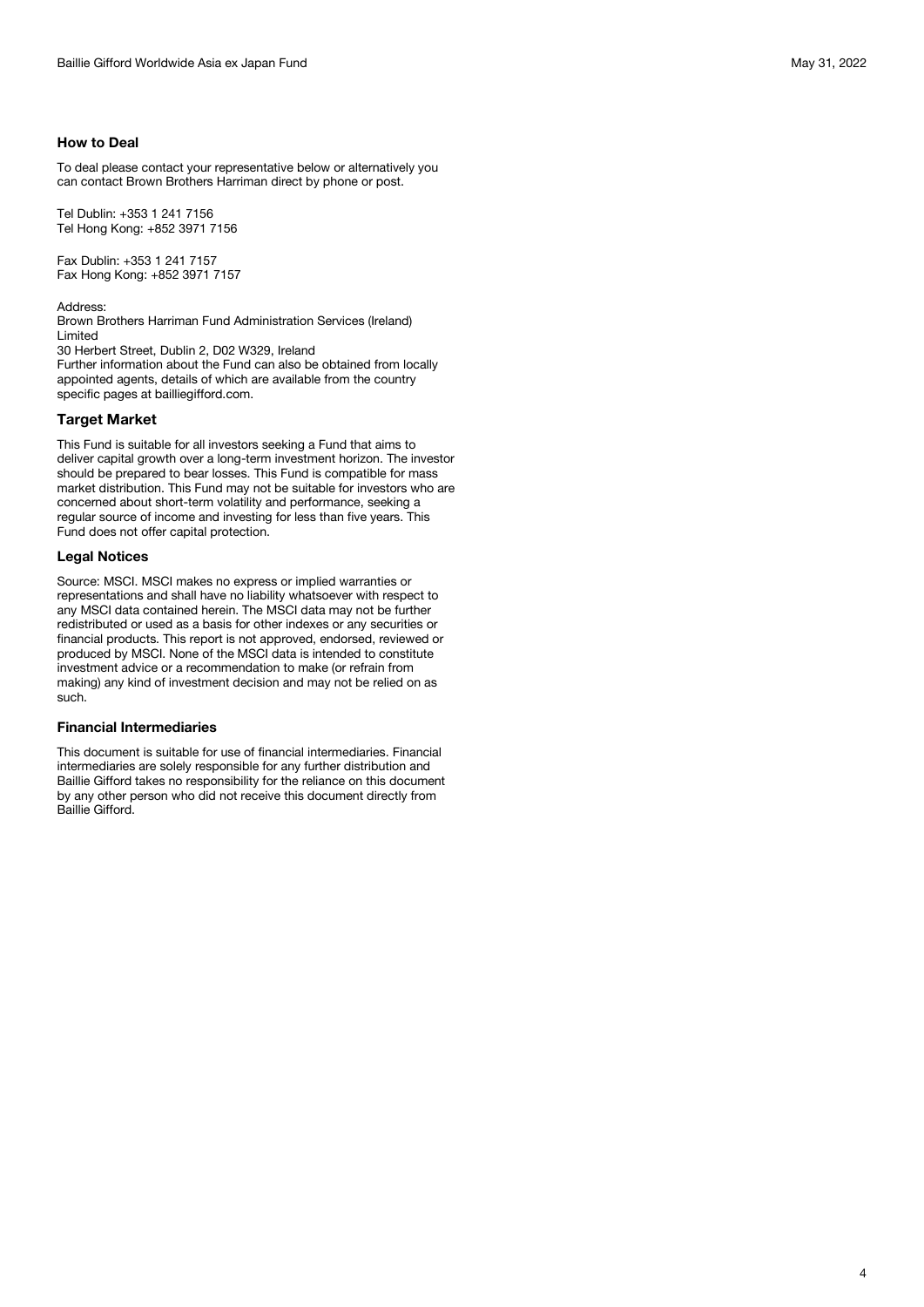## How to Deal

To deal please contact your representative below or alternatively you can contact Brown Brothers Harriman direct by phone or post.

Tel Dublin: +353 1 241 7156
Tel Hong Kong: +852 3971 7156

Fax Dublin: +353 1 241 7157
Fax Hong Kong: +852 3971 7157

Address:
Brown Brothers Harriman Fund Administration Services (Ireland) Limited
30 Herbert Street, Dublin 2, D02 W329, Ireland
Further information about the Fund can also be obtained from locally appointed agents, details of which are available from the country specific pages at bailliegifford.com.

## Target Market

This Fund is suitable for all investors seeking a Fund that aims to deliver capital growth over a long-term investment horizon. The investor should be prepared to bear losses. This Fund is compatible for mass market distribution. This Fund may not be suitable for investors who are concerned about short-term volatility and performance, seeking a regular source of income and investing for less than five years. This Fund does not offer capital protection.

## Legal Notices

Source: MSCI. MSCI makes no express or implied warranties or representations and shall have no liability whatsoever with respect to any MSCI data contained herein. The MSCI data may not be further redistributed or used as a basis for other indexes or any securities or financial products. This report is not approved, endorsed, reviewed or produced by MSCI. None of the MSCI data is intended to constitute investment advice or a recommendation to make (or refrain from making) any kind of investment decision and may not be relied on as such.

## Financial Intermediaries

This document is suitable for use of financial intermediaries. Financial intermediaries are solely responsible for any further distribution and Baillie Gifford takes no responsibility for the reliance on this document by any other person who did not receive this document directly from Baillie Gifford.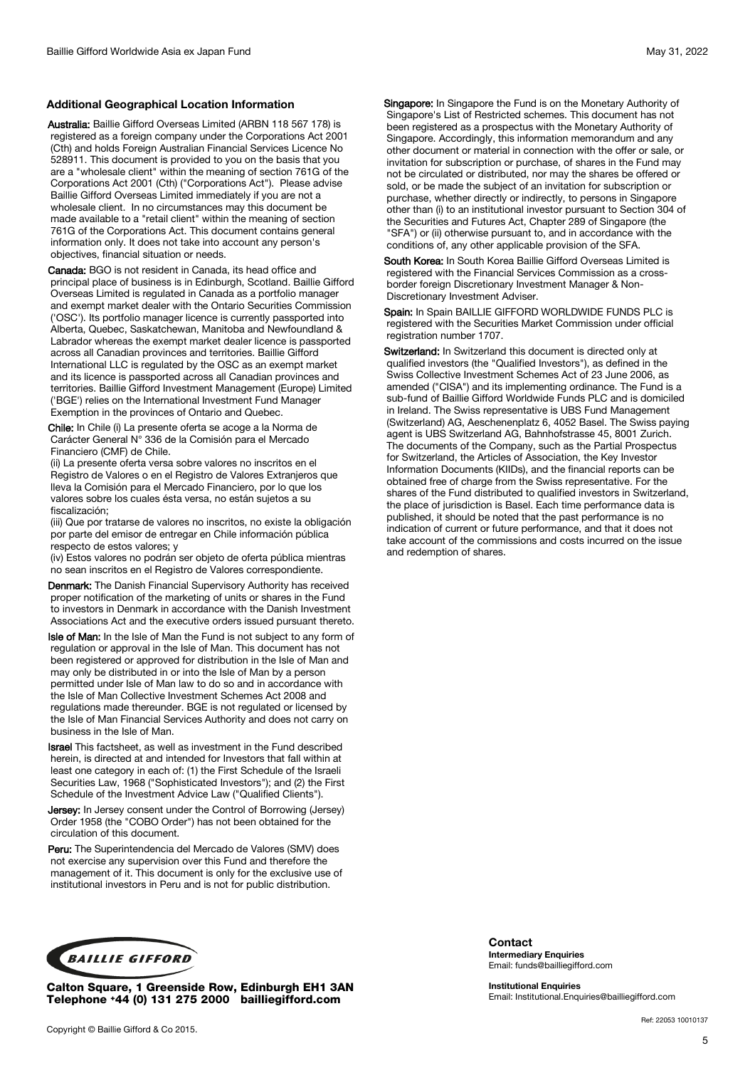### Additional Geographical Location Information

**Australia:** Baillie Gifford Overseas Limited (ARBN 118 567 178) is registered as a foreign company under the Corporations Act 2001 (Cth) and holds Foreign Australian Financial Services Licence No 528911. This document is provided to you on the basis that you are a "wholesale client" within the meaning of section 761G of the Corporations Act 2001 (Cth) ("Corporations Act"). Please advise Baillie Gifford Overseas Limited immediately if you are not a wholesale client. In no circumstances may this document be made available to a "retail client" within the meaning of section 761G of the Corporations Act. This document contains general information only. It does not take into account any person's objectives, financial situation or needs.

**Canada:** BGO is not resident in Canada, its head office and principal place of business is in Edinburgh, Scotland. Baillie Gifford Overseas Limited is regulated in Canada as a portfolio manager and exempt market dealer with the Ontario Securities Commission ('OSC'). Its portfolio manager licence is currently passported into Alberta, Quebec, Saskatchewan, Manitoba and Newfoundland & Labrador whereas the exempt market dealer licence is passported across all Canadian provinces and territories. Baillie Gifford International LLC is regulated by the OSC as an exempt market and its licence is passported across all Canadian provinces and territories. Baillie Gifford Investment Management (Europe) Limited ('BGE') relies on the International Investment Fund Manager Exemption in the provinces of Ontario and Quebec.

**Chile:** In Chile (i) La presente oferta se acoge a la Norma de Carácter General N° 336 de la Comisión para el Mercado Financiero (CMF) de Chile.
(ii) La presente oferta versa sobre valores no inscritos en el Registro de Valores o en el Registro de Valores Extranjeros que lleva la Comisión para el Mercado Financiero, por lo que los valores sobre los cuales ésta versa, no están sujetos a su fiscalización;
(iii) Que por tratarse de valores no inscritos, no existe la obligación por parte del emisor de entregar en Chile información pública respecto de estos valores; y
(iv) Estos valores no podrán ser objeto de oferta pública mientras no sean inscritos en el Registro de Valores correspondiente.

**Denmark:** The Danish Financial Supervisory Authority has received proper notification of the marketing of units or shares in the Fund to investors in Denmark in accordance with the Danish Investment Associations Act and the executive orders issued pursuant thereto.

**Isle of Man:** In the Isle of Man the Fund is not subject to any form of regulation or approval in the Isle of Man. This document has not been registered or approved for distribution in the Isle of Man and may only be distributed in or into the Isle of Man by a person permitted under Isle of Man law to do so and in accordance with the Isle of Man Collective Investment Schemes Act 2008 and regulations made thereunder. BGE is not regulated or licensed by the Isle of Man Financial Services Authority and does not carry on business in the Isle of Man.

**Israel** This factsheet, as well as investment in the Fund described herein, is directed at and intended for Investors that fall within at least one category in each of: (1) the First Schedule of the Israeli Securities Law, 1968 ("Sophisticated Investors"); and (2) the First Schedule of the Investment Advice Law ("Qualified Clients").

**Jersey:** In Jersey consent under the Control of Borrowing (Jersey) Order 1958 (the "COBO Order") has not been obtained for the circulation of this document.

**Peru:** The Superintendencia del Mercado de Valores (SMV) does not exercise any supervision over this Fund and therefore the management of it. This document is only for the exclusive use of institutional investors in Peru and is not for public distribution.

**Singapore:** In Singapore the Fund is on the Monetary Authority of Singapore's List of Restricted schemes. This document has not been registered as a prospectus with the Monetary Authority of Singapore. Accordingly, this information memorandum and any other document or material in connection with the offer or sale, or invitation for subscription or purchase, of shares in the Fund may not be circulated or distributed, nor may the shares be offered or sold, or be made the subject of an invitation for subscription or purchase, whether directly or indirectly, to persons in Singapore other than (i) to an institutional investor pursuant to Section 304 of the Securities and Futures Act, Chapter 289 of Singapore (the "SFA") or (ii) otherwise pursuant to, and in accordance with the conditions of, any other applicable provision of the SFA.

**South Korea:** In South Korea Baillie Gifford Overseas Limited is registered with the Financial Services Commission as a cross-border foreign Discretionary Investment Manager & Non-Discretionary Investment Adviser.

**Spain:** In Spain BAILLIE GIFFORD WORLDWIDE FUNDS PLC is registered with the Securities Market Commission under official registration number 1707.

**Switzerland:** In Switzerland this document is directed only at qualified investors (the "Qualified Investors"), as defined in the Swiss Collective Investment Schemes Act of 23 June 2006, as amended ("CISA") and its implementing ordinance. The Fund is a sub-fund of Baillie Gifford Worldwide Funds PLC and is domiciled in Ireland. The Swiss representative is UBS Fund Management (Switzerland) AG, Aeschenenplatz 6, 4052 Basel. The Swiss paying agent is UBS Switzerland AG, Bahnhofstrasse 45, 8001 Zurich. The documents of the Company, such as the Partial Prospectus for Switzerland, the Articles of Association, the Key Investor Information Documents (KIIDs), and the financial reports can be obtained free of charge from the Swiss representative. For the shares of the Fund distributed to qualified investors in Switzerland, the place of jurisdiction is Basel. Each time performance data is published, it should be noted that the past performance is no indication of current or future performance, and that it does not take account of the commissions and costs incurred on the issue and redemption of shares.

BAILLIE GIFFORD

**Calton Square, 1 Greenside Row, Edinburgh EH1 3AN**
**Telephone +44 (0) 131 275 2000 bailliegifford.com**

**Contact**

**Intermediary Enquiries**
Email: funds@bailliegifford.com

**Institutional Enquiries**
Email: Institutional.Enquiries@bailliegifford.com

Ref: 22053 10010137

Copyright © Baillie Gifford & Co 2015.